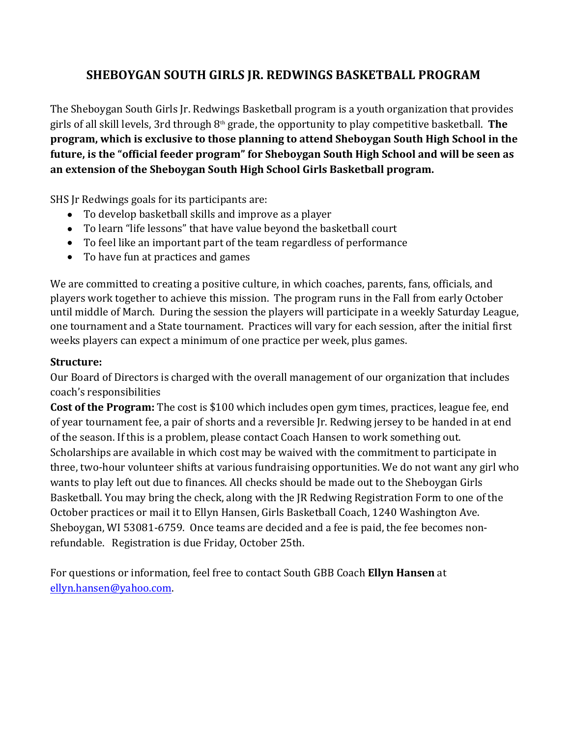# SHEBOYGAN SOUTH GIRLS JR. REDWINGS BASKETBALL PROGRAM

The Sheboygan South Girls Jr. Redwings Basketball program is a youth organization that provides girls of all skill levels, 3rd through 8th grade, the opportunity to play competitive basketball. **The program, which is exclusive to those planning to attend Sheboygan South High School in the future, is the "official feeder program" for Sheboygan South High School and will be seen as an extension of the Sheboygan South High School Girls Basketball program.**

SHS Jr Redwings goals for its participants are:

- To develop basketball skills and improve as a player
- To learn "life lessons" that have value beyond the basketball court
- To feel like an important part of the team regardless of performance
- To have fun at practices and games

We are committed to creating a positive culture, in which coaches, parents, fans, officials, and players work together to achieve this mission. The program runs in the Fall from early October until middle of March. During the session the players will participate in a weekly Saturday League, one tournament and a State tournament. Practices will vary for each session, after the initial first weeks players can expect a minimum of one practice per week, plus games.

**Structure:**
Our Board of Directors is charged with the overall management of our organization that includes coach's responsibilities

**Cost of the Program:** The cost is $100 which includes open gym times, practices, league fee, end of year tournament fee, a pair of shorts and a reversible Jr. Redwing jersey to be handed in at end of the season. If this is a problem, please contact Coach Hansen to work something out. Scholarships are available in which cost may be waived with the commitment to participate in three, two-hour volunteer shifts at various fundraising opportunities. We do not want any girl who wants to play left out due to finances. All checks should be made out to the Sheboygan Girls Basketball. You may bring the check, along with the JR Redwing Registration Form to one of the October practices or mail it to Ellyn Hansen, Girls Basketball Coach, 1240 Washington Ave. Sheboygan, WI 53081-6759. Once teams are decided and a fee is paid, the fee becomes non-refundable. Registration is due Friday, October 25th.

For questions or information, feel free to contact South GBB Coach **Ellyn Hansen** at ellyn.hansen@yahoo.com.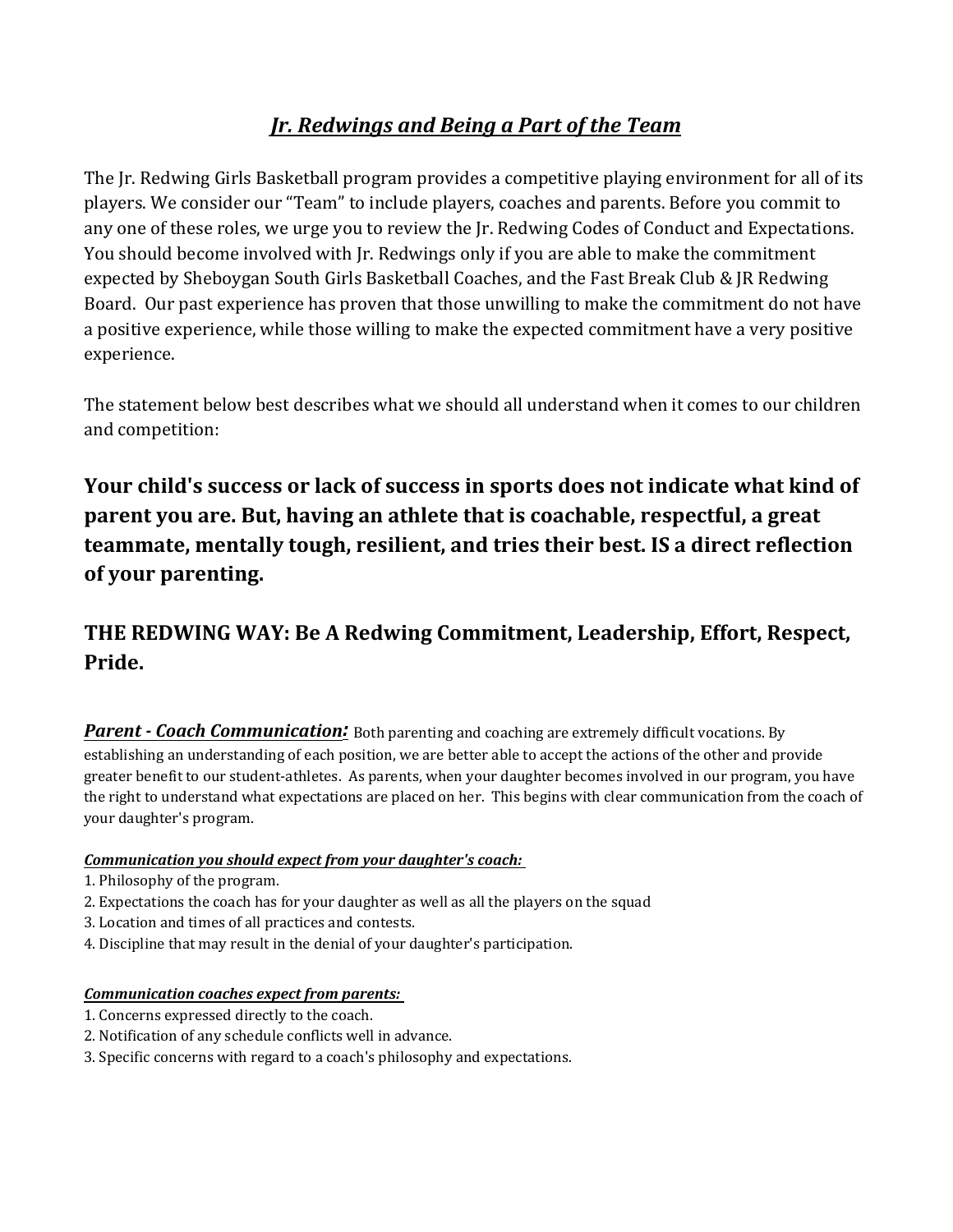## *Jr. Redwings and Being a Part of the Team*

The Jr. Redwing Girls Basketball program provides a competitive playing environment for all of its players. We consider our "Team" to include players, coaches and parents. Before you commit to any one of these roles, we urge you to review the Jr. Redwing Codes of Conduct and Expectations. You should become involved with Jr. Redwings only if you are able to make the commitment expected by Sheboygan South Girls Basketball Coaches, and the Fast Break Club & JR Redwing Board. Our past experience has proven that those unwilling to make the commitment do not have a positive experience, while those willing to make the expected commitment have a very positive experience.

The statement below best describes what we should all understand when it comes to our children and competition:

**Your child's success or lack of success in sports does not indicate what kind of parent you are. But, having an athlete that is coachable, respectful, a great teammate, mentally tough, resilient, and tries their best. IS a direct reflection of your parenting.**

**THE REDWING WAY: Be A Redwing Commitment, Leadership, Effort, Respect, Pride.**

***Parent - Coach Communication:*** Both parenting and coaching are extremely difficult vocations. By establishing an understanding of each position, we are better able to accept the actions of the other and provide greater benefit to our student-athletes. As parents, when your daughter becomes involved in our program, you have the right to understand what expectations are placed on her. This begins with clear communication from the coach of your daughter's program.

***Communication you should expect from your daughter's coach:***

1. Philosophy of the program.
2. Expectations the coach has for your daughter as well as all the players on the squad
3. Location and times of all practices and contests.
4. Discipline that may result in the denial of your daughter's participation.

***Communication coaches expect from parents:***

1. Concerns expressed directly to the coach.
2. Notification of any schedule conflicts well in advance.
3. Specific concerns with regard to a coach's philosophy and expectations.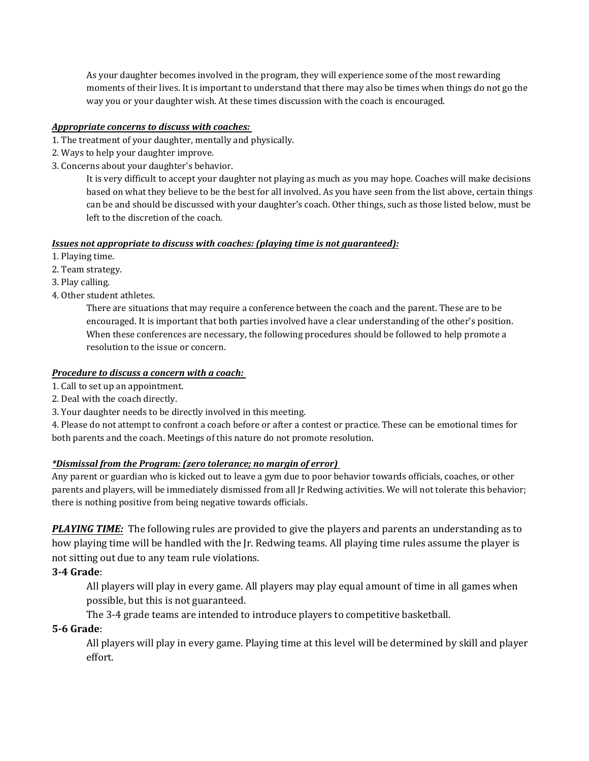As your daughter becomes involved in the program, they will experience some of the most rewarding moments of their lives. It is important to understand that there may also be times when things do not go the way you or your daughter wish. At these times discussion with the coach is encouraged.

***Appropriate concerns to discuss with coaches:***

1. The treatment of your daughter, mentally and physically.
2. Ways to help your daughter improve.
3. Concerns about your daughter's behavior.

It is very difficult to accept your daughter not playing as much as you may hope. Coaches will make decisions based on what they believe to be the best for all involved. As you have seen from the list above, certain things can be and should be discussed with your daughter's coach. Other things, such as those listed below, must be left to the discretion of the coach.

***Issues not appropriate to discuss with coaches: (playing time is not guaranteed):***

1. Playing time.
2. Team strategy.
3. Play calling.
4. Other student athletes.

There are situations that may require a conference between the coach and the parent. These are to be encouraged. It is important that both parties involved have a clear understanding of the other's position. When these conferences are necessary, the following procedures should be followed to help promote a resolution to the issue or concern.

***Procedure to discuss a concern with a coach:***

1. Call to set up an appointment.
2. Deal with the coach directly.
3. Your daughter needs to be directly involved in this meeting.
4. Please do not attempt to confront a coach before or after a contest or practice. These can be emotional times for both parents and the coach. Meetings of this nature do not promote resolution.

***\*Dismissal from the Program: (zero tolerance; no margin of error)***

Any parent or guardian who is kicked out to leave a gym due to poor behavior towards officials, coaches, or other parents and players, will be immediately dismissed from all Jr Redwing activities. We will not tolerate this behavior; there is nothing positive from being negative towards officials.

***PLAYING TIME:*** The following rules are provided to give the players and parents an understanding as to how playing time will be handled with the Jr. Redwing teams. All playing time rules assume the player is not sitting out due to any team rule violations.

**3-4 Grade**:

All players will play in every game. All players may play equal amount of time in all games when possible, but this is not guaranteed.

The 3-4 grade teams are intended to introduce players to competitive basketball.

**5-6 Grade**:

All players will play in every game. Playing time at this level will be determined by skill and player effort.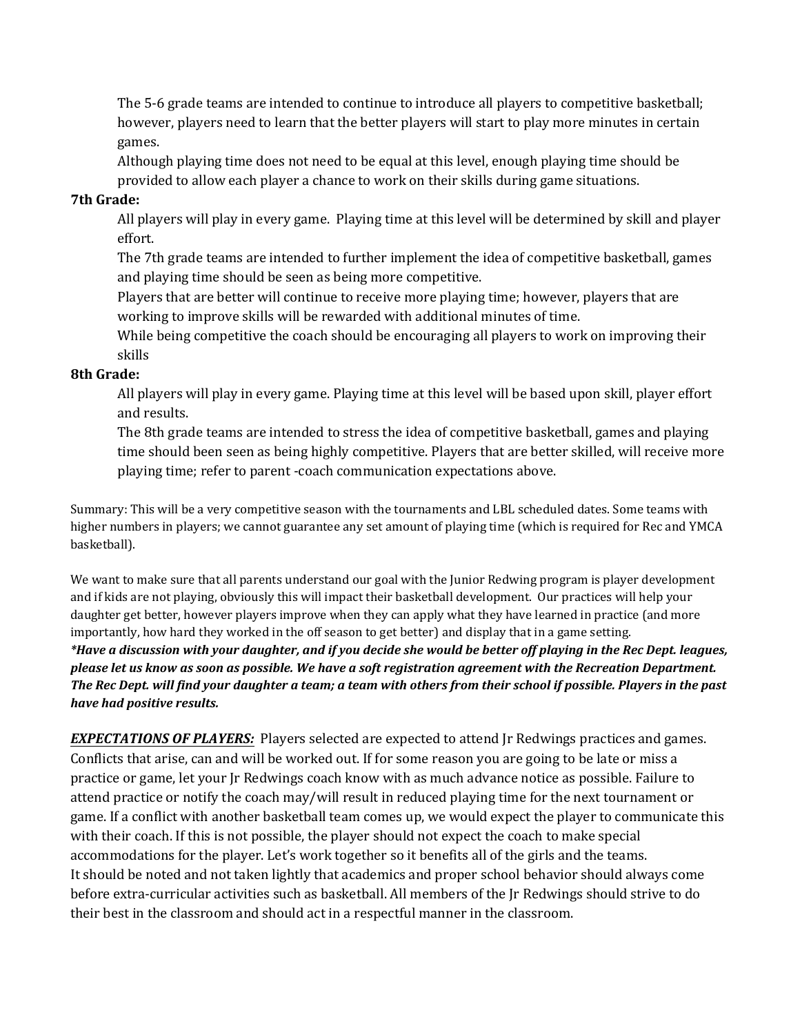The 5-6 grade teams are intended to continue to introduce all players to competitive basketball; however, players need to learn that the better players will start to play more minutes in certain games.

Although playing time does not need to be equal at this level, enough playing time should be provided to allow each player a chance to work on their skills during game situations.

**7th Grade:**

All players will play in every game. Playing time at this level will be determined by skill and player effort.

The 7th grade teams are intended to further implement the idea of competitive basketball, games and playing time should be seen as being more competitive.

Players that are better will continue to receive more playing time; however, players that are working to improve skills will be rewarded with additional minutes of time.

While being competitive the coach should be encouraging all players to work on improving their skills

**8th Grade:**

All players will play in every game. Playing time at this level will be based upon skill, player effort and results.

The 8th grade teams are intended to stress the idea of competitive basketball, games and playing time should been seen as being highly competitive. Players that are better skilled, will receive more playing time; refer to parent -coach communication expectations above.

Summary: This will be a very competitive season with the tournaments and LBL scheduled dates. Some teams with higher numbers in players; we cannot guarantee any set amount of playing time (which is required for Rec and YMCA basketball).

We want to make sure that all parents understand our goal with the Junior Redwing program is player development and if kids are not playing, obviously this will impact their basketball development. Our practices will help your daughter get better, however players improve when they can apply what they have learned in practice (and more importantly, how hard they worked in the off season to get better) and display that in a game setting.

***Have a discussion with your daughter, and if you decide she would be better off playing in the Rec Dept. leagues, please let us know as soon as possible. We have a soft registration agreement with the Recreation Department. The Rec Dept. will find your daughter a team; a team with others from their school if possible. Players in the past have had positive results.***

***EXPECTATIONS OF PLAYERS:*** Players selected are expected to attend Jr Redwings practices and games. Conflicts that arise, can and will be worked out. If for some reason you are going to be late or miss a practice or game, let your Jr Redwings coach know with as much advance notice as possible. Failure to attend practice or notify the coach may/will result in reduced playing time for the next tournament or game. If a conflict with another basketball team comes up, we would expect the player to communicate this with their coach. If this is not possible, the player should not expect the coach to make special accommodations for the player. Let's work together so it benefits all of the girls and the teams.
It should be noted and not taken lightly that academics and proper school behavior should always come before extra-curricular activities such as basketball. All members of the Jr Redwings should strive to do their best in the classroom and should act in a respectful manner in the classroom.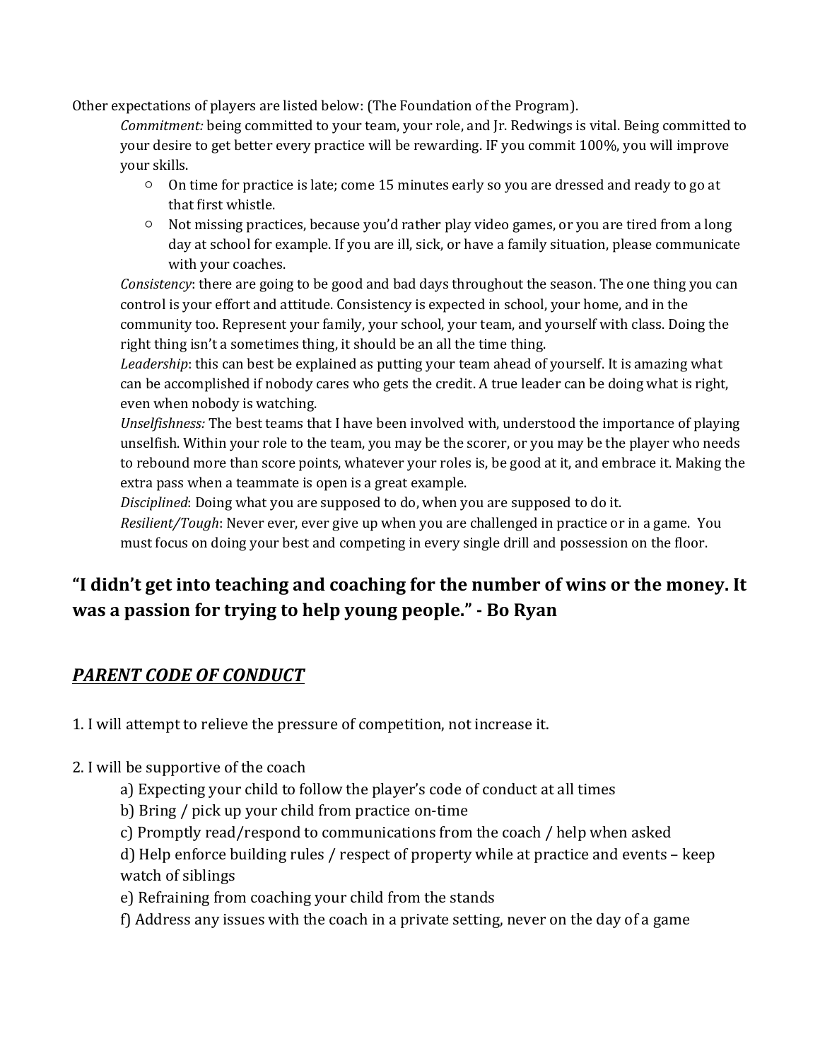Other expectations of players are listed below: (The Foundation of the Program).

*Commitment:* being committed to your team, your role, and Jr. Redwings is vital. Being committed to your desire to get better every practice will be rewarding. IF you commit 100%, you will improve your skills.

- On time for practice is late; come 15 minutes early so you are dressed and ready to go at that first whistle.
- Not missing practices, because you'd rather play video games, or you are tired from a long day at school for example. If you are ill, sick, or have a family situation, please communicate with your coaches.

*Consistency*: there are going to be good and bad days throughout the season. The one thing you can control is your effort and attitude. Consistency is expected in school, your home, and in the community too. Represent your family, your school, your team, and yourself with class. Doing the right thing isn't a sometimes thing, it should be an all the time thing.

*Leadership*: this can best be explained as putting your team ahead of yourself. It is amazing what can be accomplished if nobody cares who gets the credit. A true leader can be doing what is right, even when nobody is watching.

*Unselfishness:* The best teams that I have been involved with, understood the importance of playing unselfish. Within your role to the team, you may be the scorer, or you may be the player who needs to rebound more than score points, whatever your roles is, be good at it, and embrace it. Making the extra pass when a teammate is open is a great example.

*Disciplined*: Doing what you are supposed to do, when you are supposed to do it.

*Resilient/Tough*: Never ever, ever give up when you are challenged in practice or in a game. You must focus on doing your best and competing in every single drill and possession on the floor.

**"I didn't get into teaching and coaching for the number of wins or the money. It was a passion for trying to help young people." - Bo Ryan**

## ***PARENT CODE OF CONDUCT***

1. I will attempt to relieve the pressure of competition, not increase it.

2. I will be supportive of the coach

    a) Expecting your child to follow the player's code of conduct at all times

    b) Bring / pick up your child from practice on-time

    c) Promptly read/respond to communications from the coach / help when asked

    d) Help enforce building rules / respect of property while at practice and events – keep watch of siblings

    e) Refraining from coaching your child from the stands

    f) Address any issues with the coach in a private setting, never on the day of a game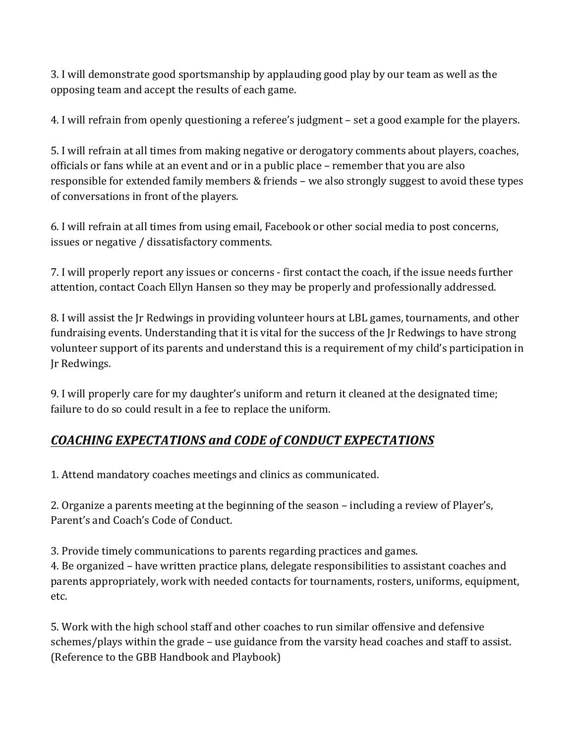3. I will demonstrate good sportsmanship by applauding good play by our team as well as the opposing team and accept the results of each game.

4. I will refrain from openly questioning a referee's judgment – set a good example for the players.

5. I will refrain at all times from making negative or derogatory comments about players, coaches, officials or fans while at an event and or in a public place – remember that you are also responsible for extended family members & friends – we also strongly suggest to avoid these types of conversations in front of the players.

6. I will refrain at all times from using email, Facebook or other social media to post concerns, issues or negative / dissatisfactory comments.

7. I will properly report any issues or concerns - first contact the coach, if the issue needs further attention, contact Coach Ellyn Hansen so they may be properly and professionally addressed.

8. I will assist the Jr Redwings in providing volunteer hours at LBL games, tournaments, and other fundraising events. Understanding that it is vital for the success of the Jr Redwings to have strong volunteer support of its parents and understand this is a requirement of my child's participation in Jr Redwings.

9. I will properly care for my daughter's uniform and return it cleaned at the designated time; failure to do so could result in a fee to replace the uniform.

## ***COACHING EXPECTATIONS and CODE of CONDUCT EXPECTATIONS***

1. Attend mandatory coaches meetings and clinics as communicated.

2. Organize a parents meeting at the beginning of the season – including a review of Player's, Parent's and Coach's Code of Conduct.

3. Provide timely communications to parents regarding practices and games.

4. Be organized – have written practice plans, delegate responsibilities to assistant coaches and parents appropriately, work with needed contacts for tournaments, rosters, uniforms, equipment, etc.

5. Work with the high school staff and other coaches to run similar offensive and defensive schemes/plays within the grade – use guidance from the varsity head coaches and staff to assist. (Reference to the GBB Handbook and Playbook)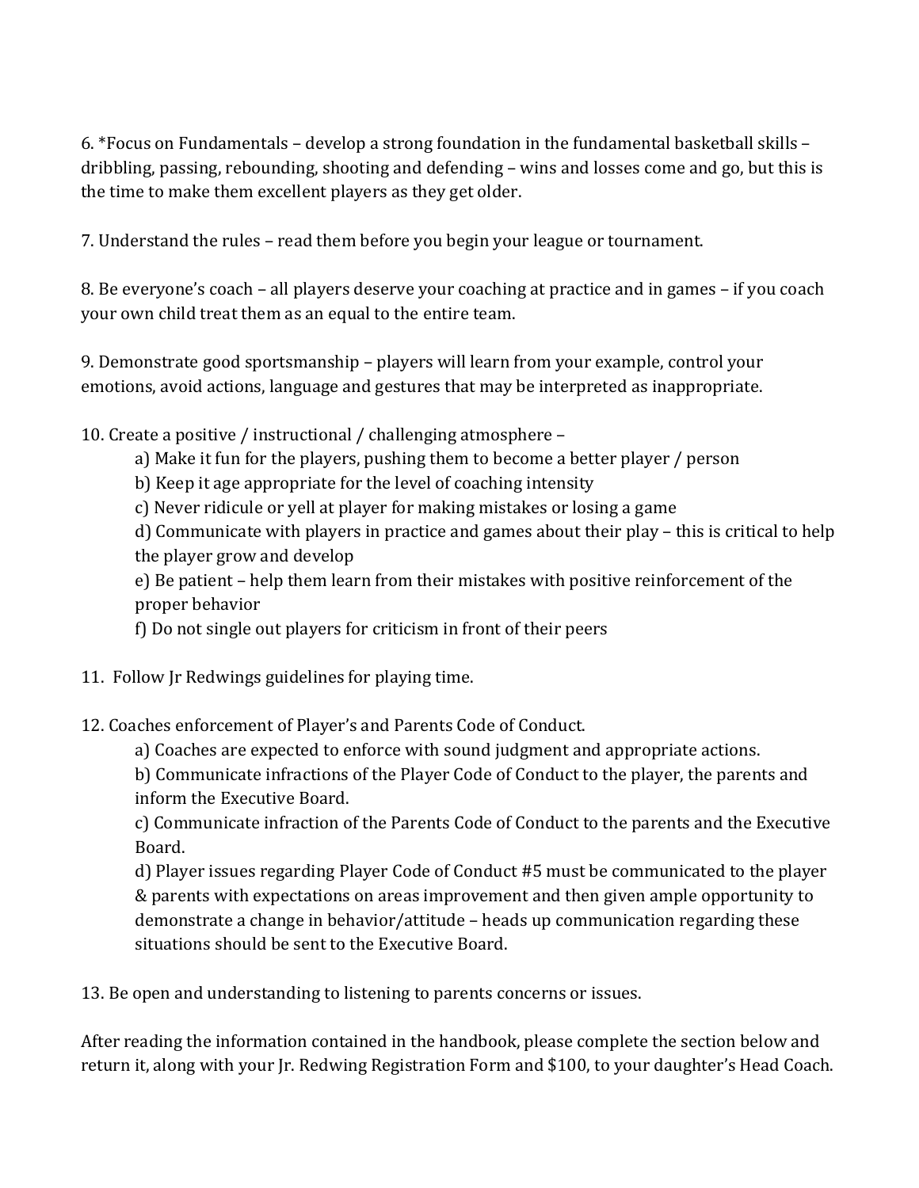6. *Focus on Fundamentals – develop a strong foundation in the fundamental basketball skills – dribbling, passing, rebounding, shooting and defending – wins and losses come and go, but this is the time to make them excellent players as they get older.

7. Understand the rules – read them before you begin your league or tournament.

8. Be everyone's coach – all players deserve your coaching at practice and in games – if you coach your own child treat them as an equal to the entire team.

9. Demonstrate good sportsmanship – players will learn from your example, control your emotions, avoid actions, language and gestures that may be interpreted as inappropriate.

10. Create a positive / instructional / challenging atmosphere –

   a) Make it fun for the players, pushing them to become a better player / person

   b) Keep it age appropriate for the level of coaching intensity

   c) Never ridicule or yell at player for making mistakes or losing a game

   d) Communicate with players in practice and games about their play – this is critical to help the player grow and develop

   e) Be patient – help them learn from their mistakes with positive reinforcement of the proper behavior

   f) Do not single out players for criticism in front of their peers

11. Follow Jr Redwings guidelines for playing time.

12. Coaches enforcement of Player's and Parents Code of Conduct.

   a) Coaches are expected to enforce with sound judgment and appropriate actions.

   b) Communicate infractions of the Player Code of Conduct to the player, the parents and inform the Executive Board.

   c) Communicate infraction of the Parents Code of Conduct to the parents and the Executive Board.

   d) Player issues regarding Player Code of Conduct #5 must be communicated to the player & parents with expectations on areas improvement and then given ample opportunity to demonstrate a change in behavior/attitude – heads up communication regarding these situations should be sent to the Executive Board.

13. Be open and understanding to listening to parents concerns or issues.

After reading the information contained in the handbook, please complete the section below and return it, along with your Jr. Redwing Registration Form and $100, to your daughter's Head Coach.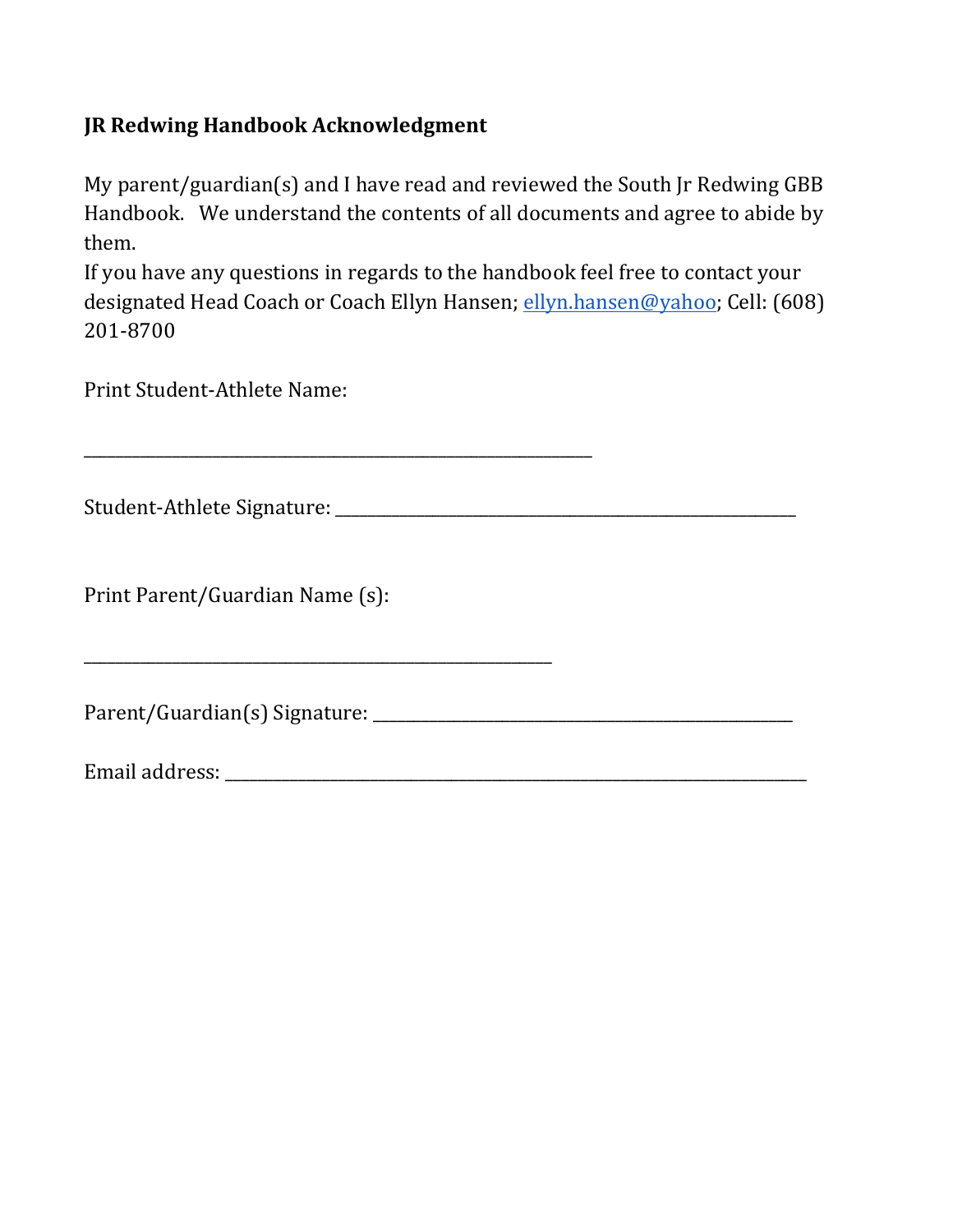**JR Redwing Handbook Acknowledgment**

My parent/guardian(s) and I have read and reviewed the South Jr Redwing GBB Handbook. We understand the contents of all documents and agree to abide by them.

If you have any questions in regards to the handbook feel free to contact your designated Head Coach or Coach Ellyn Hansen; ellyn.hansen@yahoo; Cell: (608) 201-8700

Print Student-Athlete Name:

_______________________________________________

Student-Athlete Signature: _______________________________________________

Print Parent/Guardian Name (s):

_______________________________________________

Parent/Guardian(s) Signature: _______________________________________________

Email address: _______________________________________________